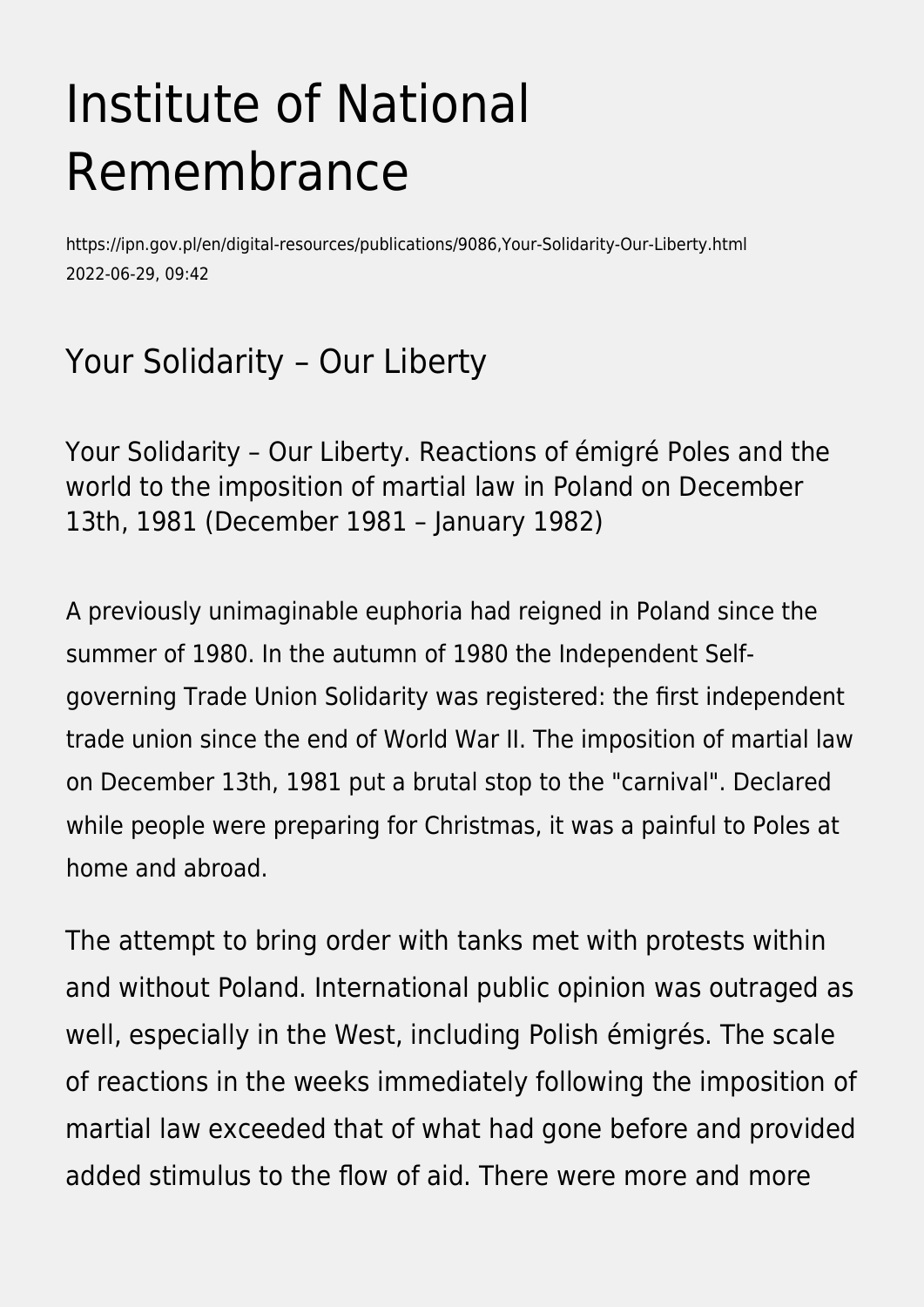# Institute of National Remembrance

https://ipn.gov.pl/en/digital-resources/publications/9086,Your-Solidarity-Our-Liberty.html
2022-06-29, 09:42

## Your Solidarity – Our Liberty

Your Solidarity – Our Liberty. Reactions of émigré Poles and the world to the imposition of martial law in Poland on December 13th, 1981 (December 1981 – January 1982)

A previously unimaginable euphoria had reigned in Poland since the summer of 1980. In the autumn of 1980 the Independent Self-governing Trade Union Solidarity was registered: the first independent trade union since the end of World War II. The imposition of martial law on December 13th, 1981 put a brutal stop to the "carnival". Declared while people were preparing for Christmas, it was a painful to Poles at home and abroad.

The attempt to bring order with tanks met with protests within and without Poland. International public opinion was outraged as well, especially in the West, including Polish émigrés. The scale of reactions in the weeks immediately following the imposition of martial law exceeded that of what had gone before and provided added stimulus to the flow of aid. There were more and more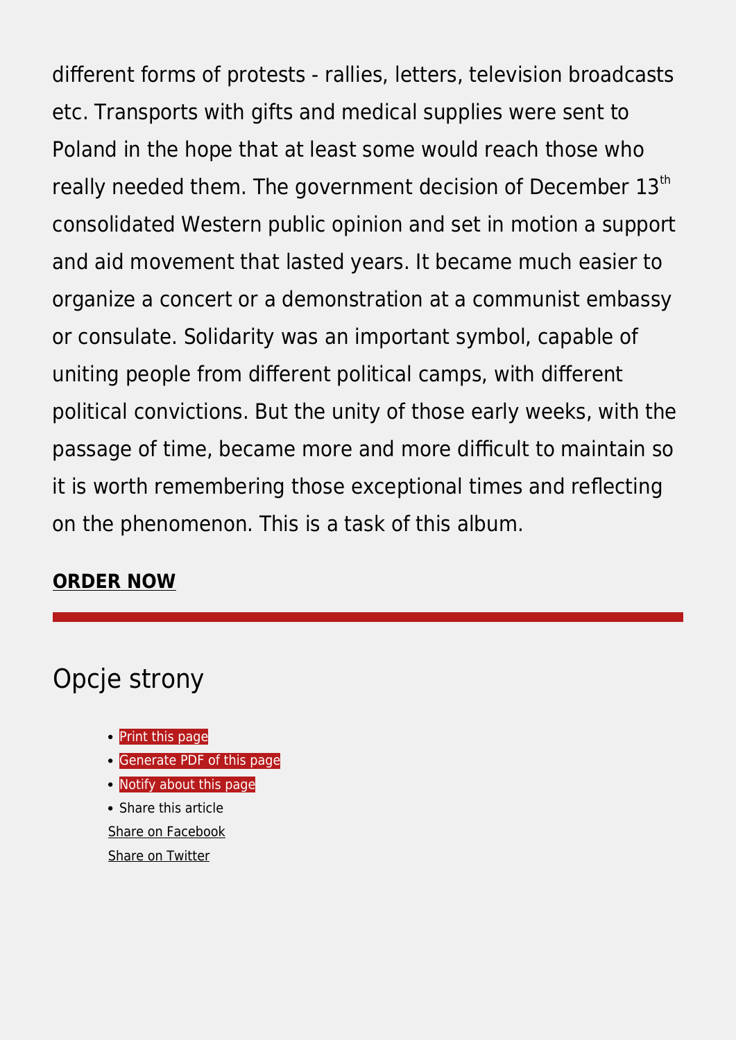different forms of protests - rallies, letters, television broadcasts etc. Transports with gifts and medical supplies were sent to Poland in the hope that at least some would reach those who really needed them. The government decision of December 13[th] consolidated Western public opinion and set in motion a support and aid movement that lasted years. It became much easier to organize a concert or a demonstration at a communist embassy or consulate. Solidarity was an important symbol, capable of uniting people from different political camps, with different political convictions. But the unity of those early weeks, with the passage of time, became more and more difficult to maintain so it is worth remembering those exceptional times and reflecting on the phenomenon. This is a task of this album.

**ORDER NOW**

---

## Opcje strony

- Print this page
- Generate PDF of this page
- Notify about this page
- Share this article

Share on Facebook

Share on Twitter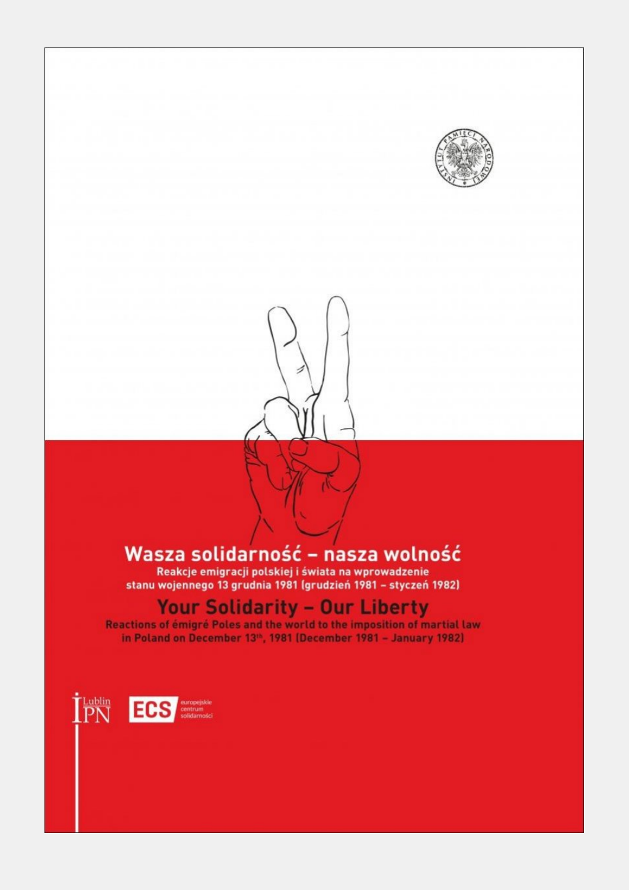# Wasza solidarność – nasza wolność

Reakcje emigracji polskiej i świata na wprowadzenie stanu wojennego 13 grudnia 1981 (grudzień 1981 – styczeń 1982)

# Your Solidarity – Our Liberty

Reactions of émigré Poles and the world to the imposition of martial law in Poland on December 13th, 1981 (December 1981 – January 1982)

Lublin IPN

ECS europejskie centrum solidarności